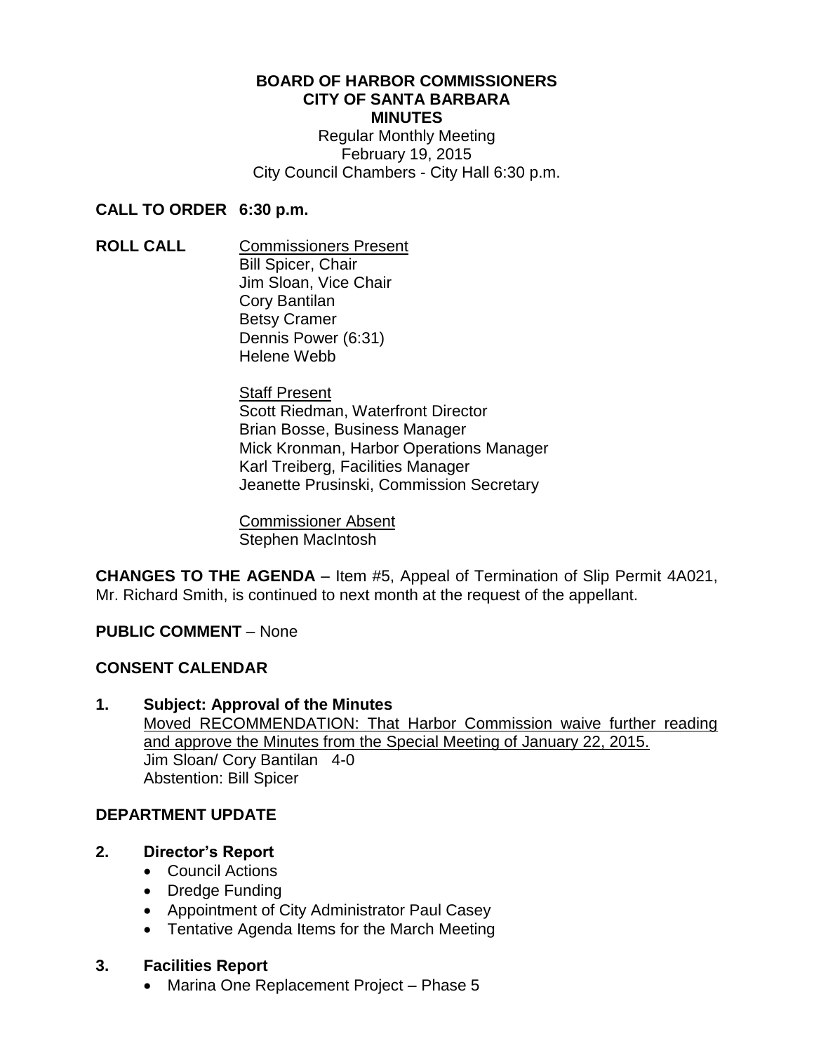**BOARD OF HARBOR COMMISSIONERS**
**CITY OF SANTA BARBARA**
**MINUTES**

Regular Monthly Meeting
February 19, 2015
City Council Chambers - City Hall 6:30 p.m.

**CALL TO ORDER 6:30 p.m.**

**ROLL CALL**

Commissioners Present
Bill Spicer, Chair
Jim Sloan, Vice Chair
Cory Bantilan
Betsy Cramer
Dennis Power (6:31)
Helene Webb

Staff Present
Scott Riedman, Waterfront Director
Brian Bosse, Business Manager
Mick Kronman, Harbor Operations Manager
Karl Treiberg, Facilities Manager
Jeanette Prusinski, Commission Secretary

Commissioner Absent
Stephen MacIntosh

**CHANGES TO THE AGENDA** – Item #5, Appeal of Termination of Slip Permit 4A021, Mr. Richard Smith, is continued to next month at the request of the appellant.

**PUBLIC COMMENT** – None

**CONSENT CALENDAR**

**1. Subject: Approval of the Minutes**

Moved RECOMMENDATION: That Harbor Commission waive further reading and approve the Minutes from the Special Meeting of January 22, 2015.
Jim Sloan/ Cory Bantilan 4-0
Abstention: Bill Spicer

**DEPARTMENT UPDATE**

**2. Director's Report**

- Council Actions
- Dredge Funding
- Appointment of City Administrator Paul Casey
- Tentative Agenda Items for the March Meeting

**3. Facilities Report**

- Marina One Replacement Project – Phase 5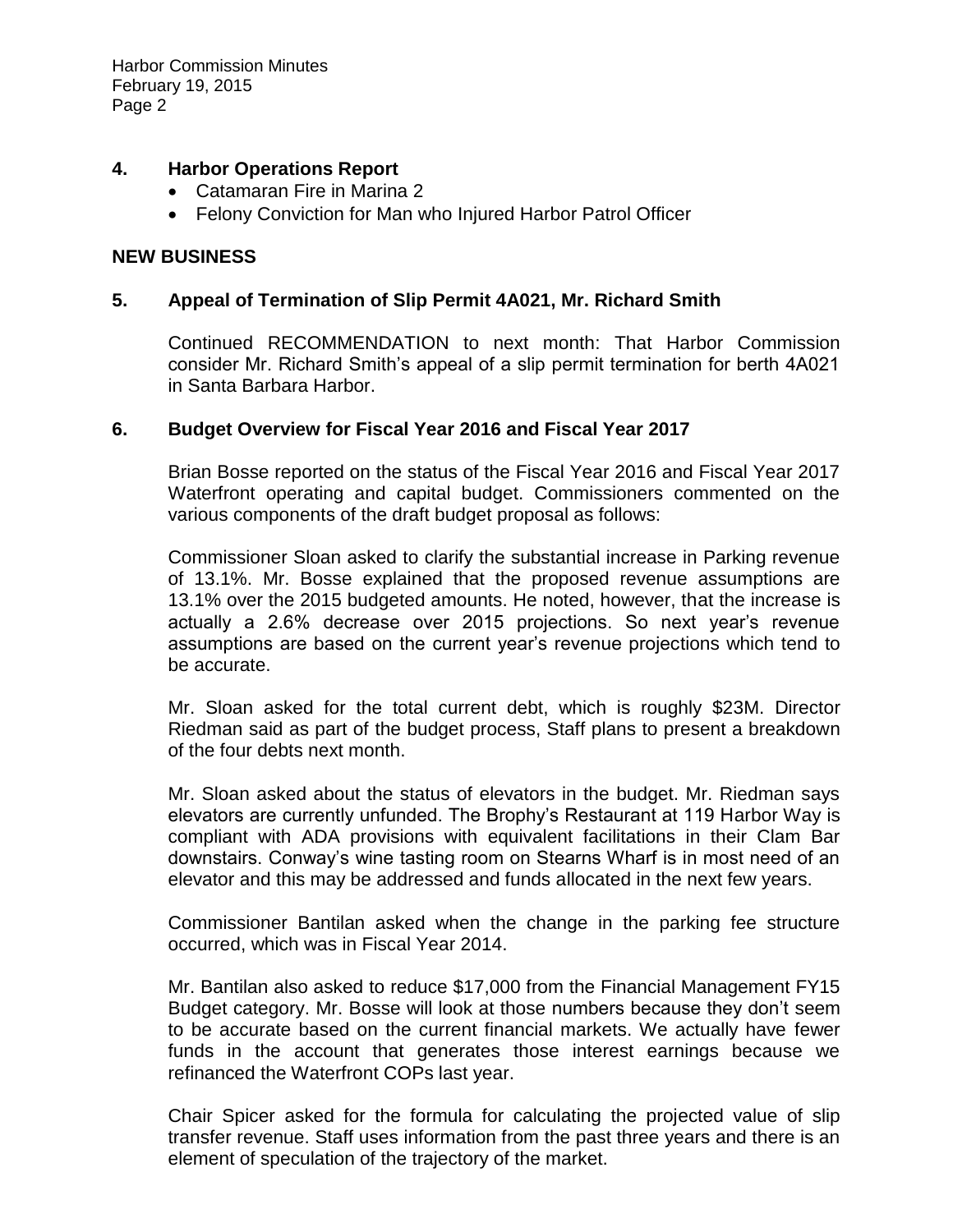## 4. Harbor Operations Report

- Catamaran Fire in Marina 2
- Felony Conviction for Man who Injured Harbor Patrol Officer

## NEW BUSINESS

## 5. Appeal of Termination of Slip Permit 4A021, Mr. Richard Smith

Continued RECOMMENDATION to next month: That Harbor Commission consider Mr. Richard Smith's appeal of a slip permit termination for berth 4A021 in Santa Barbara Harbor.

## 6. Budget Overview for Fiscal Year 2016 and Fiscal Year 2017

Brian Bosse reported on the status of the Fiscal Year 2016 and Fiscal Year 2017 Waterfront operating and capital budget. Commissioners commented on the various components of the draft budget proposal as follows:

Commissioner Sloan asked to clarify the substantial increase in Parking revenue of 13.1%. Mr. Bosse explained that the proposed revenue assumptions are 13.1% over the 2015 budgeted amounts. He noted, however, that the increase is actually a 2.6% decrease over 2015 projections. So next year's revenue assumptions are based on the current year's revenue projections which tend to be accurate.

Mr. Sloan asked for the total current debt, which is roughly $23M. Director Riedman said as part of the budget process, Staff plans to present a breakdown of the four debts next month.

Mr. Sloan asked about the status of elevators in the budget. Mr. Riedman says elevators are currently unfunded. The Brophy's Restaurant at 119 Harbor Way is compliant with ADA provisions with equivalent facilitations in their Clam Bar downstairs. Conway's wine tasting room on Stearns Wharf is in most need of an elevator and this may be addressed and funds allocated in the next few years.

Commissioner Bantilan asked when the change in the parking fee structure occurred, which was in Fiscal Year 2014.

Mr. Bantilan also asked to reduce $17,000 from the Financial Management FY15 Budget category. Mr. Bosse will look at those numbers because they don't seem to be accurate based on the current financial markets. We actually have fewer funds in the account that generates those interest earnings because we refinanced the Waterfront COPs last year.

Chair Spicer asked for the formula for calculating the projected value of slip transfer revenue. Staff uses information from the past three years and there is an element of speculation of the trajectory of the market.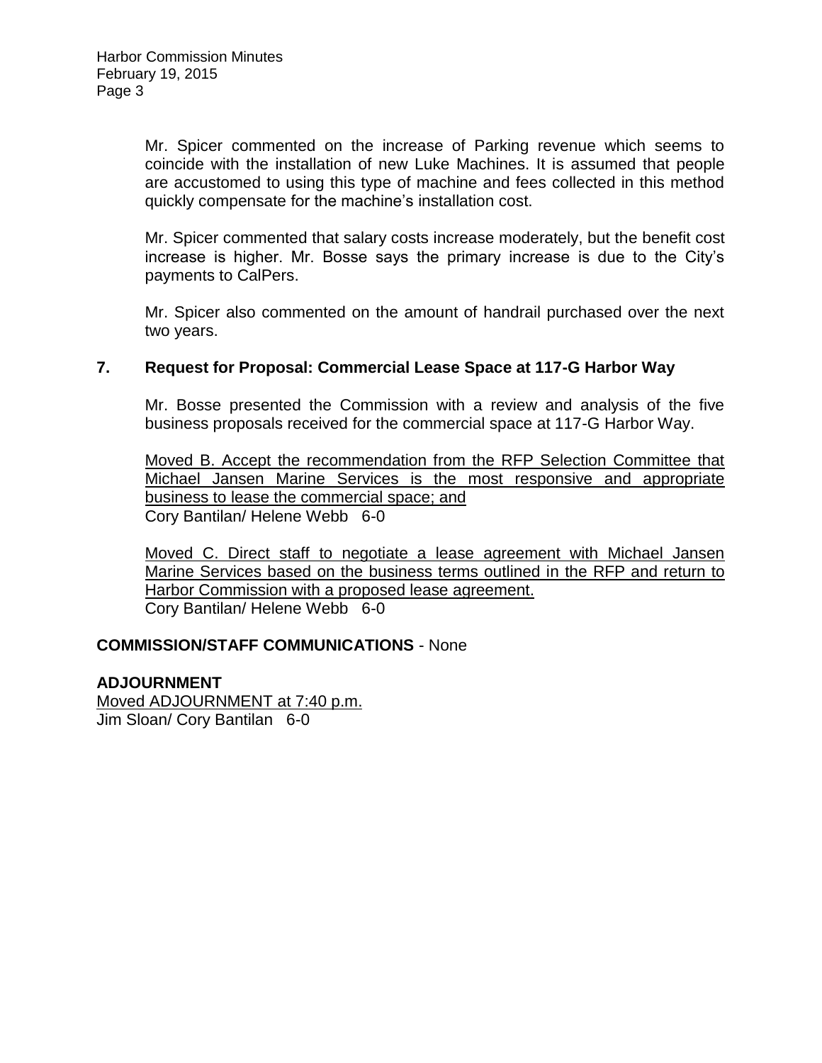Mr. Spicer commented on the increase of Parking revenue which seems to coincide with the installation of new Luke Machines. It is assumed that people are accustomed to using this type of machine and fees collected in this method quickly compensate for the machine's installation cost.

Mr. Spicer commented that salary costs increase moderately, but the benefit cost increase is higher. Mr. Bosse says the primary increase is due to the City's payments to CalPers.

Mr. Spicer also commented on the amount of handrail purchased over the next two years.

### 7. Request for Proposal: Commercial Lease Space at 117-G Harbor Way

Mr. Bosse presented the Commission with a review and analysis of the five business proposals received for the commercial space at 117-G Harbor Way.

<u>Moved B. Accept the recommendation from the RFP Selection Committee that Michael Jansen Marine Services is the most responsive and appropriate business to lease the commercial space; and</u>
Cory Bantilan/ Helene Webb 6-0

<u>Moved C. Direct staff to negotiate a lease agreement with Michael Jansen Marine Services based on the business terms outlined in the RFP and return to Harbor Commission with a proposed lease agreement.</u>
Cory Bantilan/ Helene Webb 6-0

**COMMISSION/STAFF COMMUNICATIONS** - None

**ADJOURNMENT**

<u>Moved ADJOURNMENT at 7:40 p.m.</u>
Jim Sloan/ Cory Bantilan 6-0